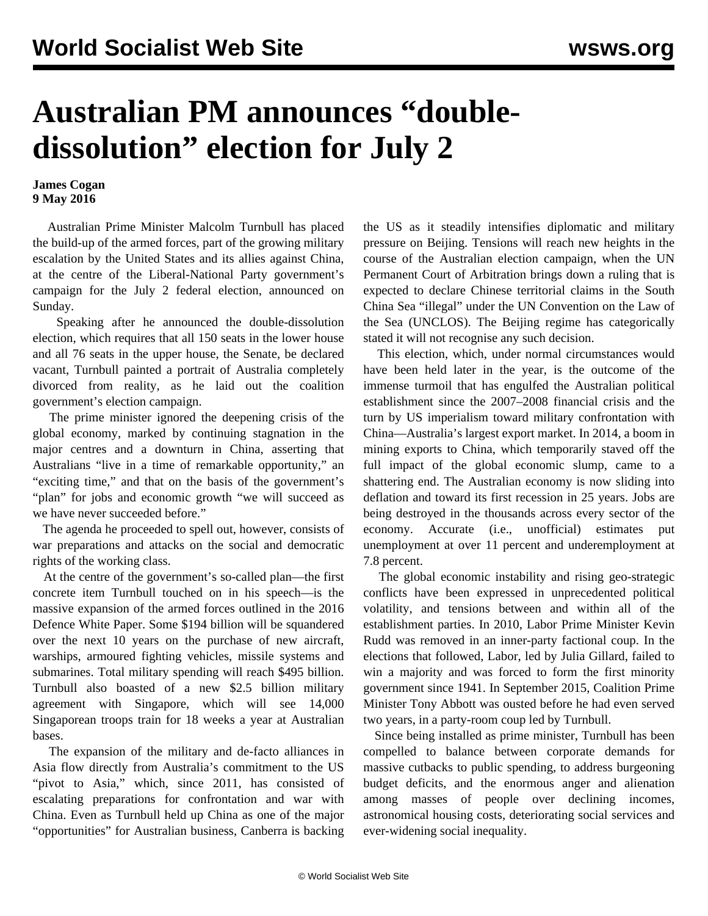# Australian PM announces "double-dissolution" election for July 2

**James Cogan**
**9 May 2016**

Australian Prime Minister Malcolm Turnbull has placed the build-up of the armed forces, part of the growing military escalation by the United States and its allies against China, at the centre of the Liberal-National Party government's campaign for the July 2 federal election, announced on Sunday.

Speaking after he announced the double-dissolution election, which requires that all 150 seats in the lower house and all 76 seats in the upper house, the Senate, be declared vacant, Turnbull painted a portrait of Australia completely divorced from reality, as he laid out the coalition government's election campaign.

The prime minister ignored the deepening crisis of the global economy, marked by continuing stagnation in the major centres and a downturn in China, asserting that Australians "live in a time of remarkable opportunity," an "exciting time," and that on the basis of the government's "plan" for jobs and economic growth "we will succeed as we have never succeeded before."

The agenda he proceeded to spell out, however, consists of war preparations and attacks on the social and democratic rights of the working class.

At the centre of the government's so-called plan—the first concrete item Turnbull touched on in his speech—is the massive expansion of the armed forces outlined in the 2016 Defence White Paper. Some $194 billion will be squandered over the next 10 years on the purchase of new aircraft, warships, armoured fighting vehicles, missile systems and submarines. Total military spending will reach $495 billion. Turnbull also boasted of a new $2.5 billion military agreement with Singapore, which will see 14,000 Singaporean troops train for 18 weeks a year at Australian bases.

The expansion of the military and de-facto alliances in Asia flow directly from Australia's commitment to the US "pivot to Asia," which, since 2011, has consisted of escalating preparations for confrontation and war with China. Even as Turnbull held up China as one of the major "opportunities" for Australian business, Canberra is backing the US as it steadily intensifies diplomatic and military pressure on Beijing. Tensions will reach new heights in the course of the Australian election campaign, when the UN Permanent Court of Arbitration brings down a ruling that is expected to declare Chinese territorial claims in the South China Sea "illegal" under the UN Convention on the Law of the Sea (UNCLOS). The Beijing regime has categorically stated it will not recognise any such decision.

This election, which, under normal circumstances would have been held later in the year, is the outcome of the immense turmoil that has engulfed the Australian political establishment since the 2007–2008 financial crisis and the turn by US imperialism toward military confrontation with China—Australia's largest export market. In 2014, a boom in mining exports to China, which temporarily staved off the full impact of the global economic slump, came to a shattering end. The Australian economy is now sliding into deflation and toward its first recession in 25 years. Jobs are being destroyed in the thousands across every sector of the economy. Accurate (i.e., unofficial) estimates put unemployment at over 11 percent and underemployment at 7.8 percent.

The global economic instability and rising geo-strategic conflicts have been expressed in unprecedented political volatility, and tensions between and within all of the establishment parties. In 2010, Labor Prime Minister Kevin Rudd was removed in an inner-party factional coup. In the elections that followed, Labor, led by Julia Gillard, failed to win a majority and was forced to form the first minority government since 1941. In September 2015, Coalition Prime Minister Tony Abbott was ousted before he had even served two years, in a party-room coup led by Turnbull.

Since being installed as prime minister, Turnbull has been compelled to balance between corporate demands for massive cutbacks to public spending, to address burgeoning budget deficits, and the enormous anger and alienation among masses of people over declining incomes, astronomical housing costs, deteriorating social services and ever-widening social inequality.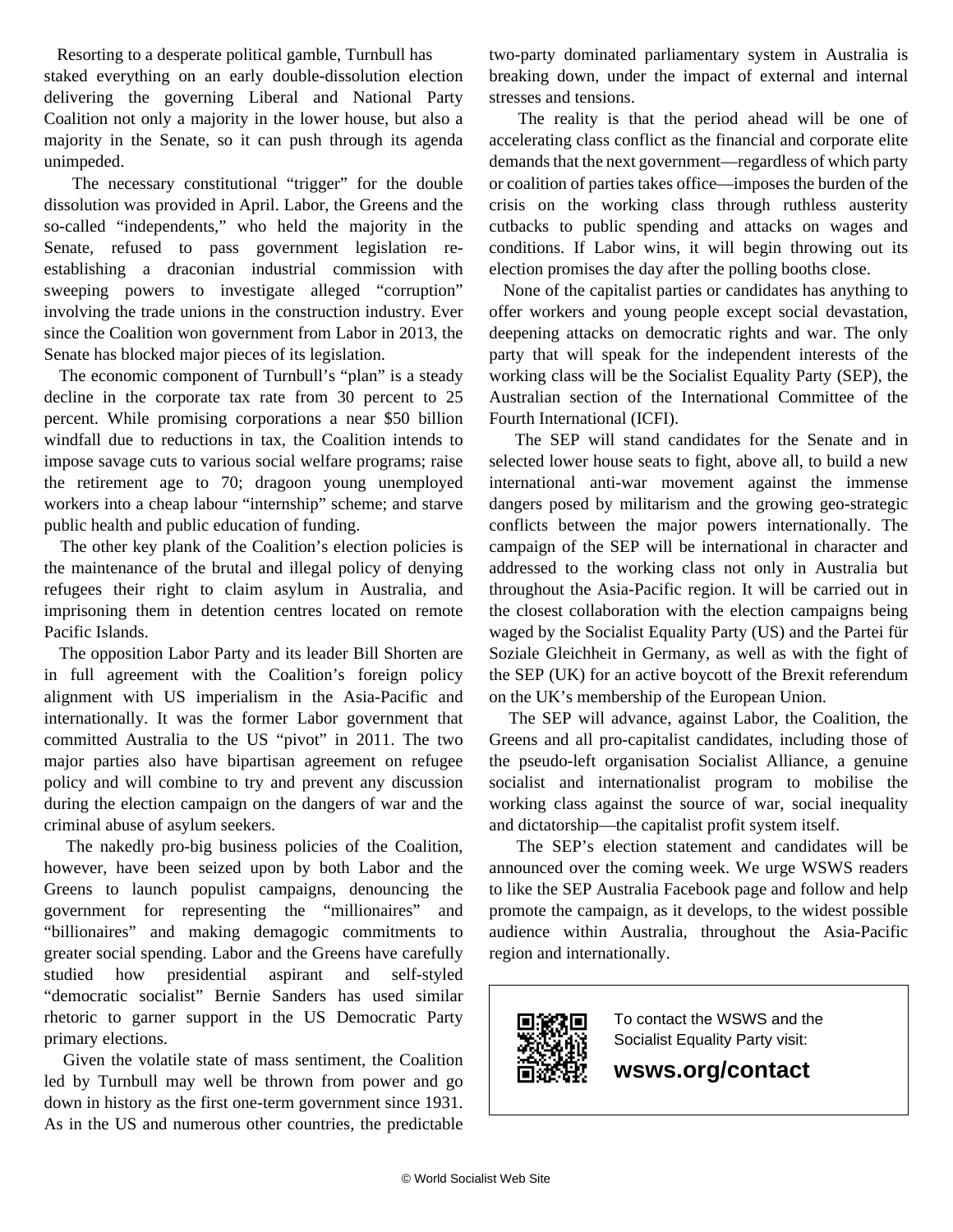Resorting to a desperate political gamble, Turnbull has staked everything on an early double-dissolution election delivering the governing Liberal and National Party Coalition not only a majority in the lower house, but also a majority in the Senate, so it can push through its agenda unimpeded.

The necessary constitutional "trigger" for the double dissolution was provided in April. Labor, the Greens and the so-called "independents," who held the majority in the Senate, refused to pass government legislation re-establishing a draconian industrial commission with sweeping powers to investigate alleged "corruption" involving the trade unions in the construction industry. Ever since the Coalition won government from Labor in 2013, the Senate has blocked major pieces of its legislation.

The economic component of Turnbull's "plan" is a steady decline in the corporate tax rate from 30 percent to 25 percent. While promising corporations a near $50 billion windfall due to reductions in tax, the Coalition intends to impose savage cuts to various social welfare programs; raise the retirement age to 70; dragoon young unemployed workers into a cheap labour "internship" scheme; and starve public health and public education of funding.

The other key plank of the Coalition's election policies is the maintenance of the brutal and illegal policy of denying refugees their right to claim asylum in Australia, and imprisoning them in detention centres located on remote Pacific Islands.

The opposition Labor Party and its leader Bill Shorten are in full agreement with the Coalition's foreign policy alignment with US imperialism in the Asia-Pacific and internationally. It was the former Labor government that committed Australia to the US "pivot" in 2011. The two major parties also have bipartisan agreement on refugee policy and will combine to try and prevent any discussion during the election campaign on the dangers of war and the criminal abuse of asylum seekers.

The nakedly pro-big business policies of the Coalition, however, have been seized upon by both Labor and the Greens to launch populist campaigns, denouncing the government for representing the "millionaires" and "billionaires" and making demagogic commitments to greater social spending. Labor and the Greens have carefully studied how presidential aspirant and self-styled "democratic socialist" Bernie Sanders has used similar rhetoric to garner support in the US Democratic Party primary elections.

Given the volatile state of mass sentiment, the Coalition led by Turnbull may well be thrown from power and go down in history as the first one-term government since 1931. As in the US and numerous other countries, the predictable two-party dominated parliamentary system in Australia is breaking down, under the impact of external and internal stresses and tensions.

The reality is that the period ahead will be one of accelerating class conflict as the financial and corporate elite demands that the next government—regardless of which party or coalition of parties takes office—imposes the burden of the crisis on the working class through ruthless austerity cutbacks to public spending and attacks on wages and conditions. If Labor wins, it will begin throwing out its election promises the day after the polling booths close.

None of the capitalist parties or candidates has anything to offer workers and young people except social devastation, deepening attacks on democratic rights and war. The only party that will speak for the independent interests of the working class will be the Socialist Equality Party (SEP), the Australian section of the International Committee of the Fourth International (ICFI).

The SEP will stand candidates for the Senate and in selected lower house seats to fight, above all, to build a new international anti-war movement against the immense dangers posed by militarism and the growing geo-strategic conflicts between the major powers internationally. The campaign of the SEP will be international in character and addressed to the working class not only in Australia but throughout the Asia-Pacific region. It will be carried out in the closest collaboration with the election campaigns being waged by the Socialist Equality Party (US) and the Partei für Soziale Gleichheit in Germany, as well as with the fight of the SEP (UK) for an active boycott of the Brexit referendum on the UK's membership of the European Union.

The SEP will advance, against Labor, the Coalition, the Greens and all pro-capitalist candidates, including those of the pseudo-left organisation Socialist Alliance, a genuine socialist and internationalist program to mobilise the working class against the source of war, social inequality and dictatorship—the capitalist profit system itself.

The SEP's election statement and candidates will be announced over the coming week. We urge WSWS readers to like the SEP Australia Facebook page and follow and help promote the campaign, as it develops, to the widest possible audience within Australia, throughout the Asia-Pacific region and internationally.

To contact the WSWS and the Socialist Equality Party visit:

**wsws.org/contact**